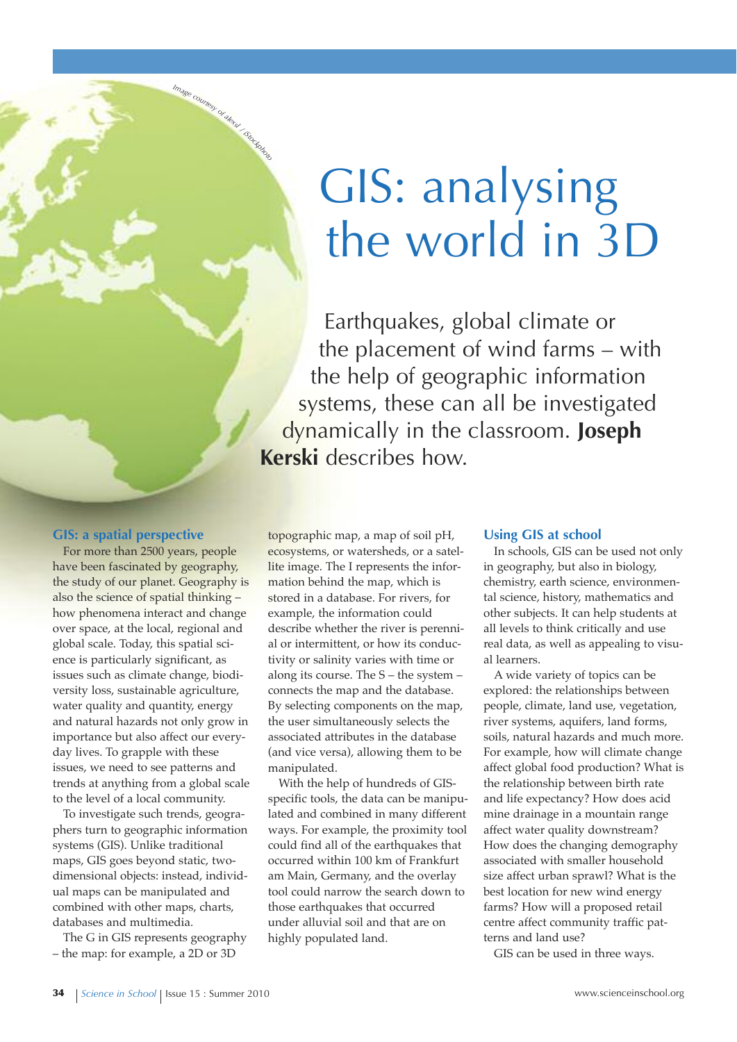# GIS: analysing the world in 3D

Earthquakes, global climate or the placement of wind farms – with the help of geographic information systems, these can all be investigated dynamically in the classroom. **Joseph Kerski** describes how.

Image courtesy of alexsl / iStockphoto

## GIS: a spatial perspective

For more than 2500 years, people have been fascinated by geography, the study of our planet. Geography is also the science of spatial thinking – how phenomena interact and change over space, at the local, regional and global scale. Today, this spatial science is particularly significant, as issues such as climate change, biodiversity loss, sustainable agriculture, water quality and quantity, energy and natural hazards not only grow in importance but also affect our everyday lives. To grapple with these issues, we need to see patterns and trends at anything from a global scale to the level of a local community.

To investigate such trends, geographers turn to geographic information systems (GIS). Unlike traditional maps, GIS goes beyond static, two-dimensional objects: instead, individual maps can be manipulated and combined with other maps, charts, databases and multimedia.

The G in GIS represents geography – the map: for example, a 2D or 3D topographic map, a map of soil pH, ecosystems, or watersheds, or a satellite image. The I represents the information behind the map, which is stored in a database. For rivers, for example, the information could describe whether the river is perennial or intermittent, or how its conductivity or salinity varies with time or along its course. The S – the system – connects the map and the database. By selecting components on the map, the user simultaneously selects the associated attributes in the database (and vice versa), allowing them to be manipulated.

With the help of hundreds of GIS-specific tools, the data can be manipulated and combined in many different ways. For example, the proximity tool could find all of the earthquakes that occurred within 100 km of Frankfurt am Main, Germany, and the overlay tool could narrow the search down to those earthquakes that occurred under alluvial soil and that are on highly populated land.

## Using GIS at school

In schools, GIS can be used not only in geography, but also in biology, chemistry, earth science, environmental science, history, mathematics and other subjects. It can help students at all levels to think critically and use real data, as well as appealing to visual learners.

A wide variety of topics can be explored: the relationships between people, climate, land use, vegetation, river systems, aquifers, land forms, soils, natural hazards and much more. For example, how will climate change affect global food production? What is the relationship between birth rate and life expectancy? How does acid mine drainage in a mountain range affect water quality downstream? How does the changing demography associated with smaller household size affect urban sprawl? What is the best location for new wind energy farms? How will a proposed retail centre affect community traffic patterns and land use?

GIS can be used in three ways.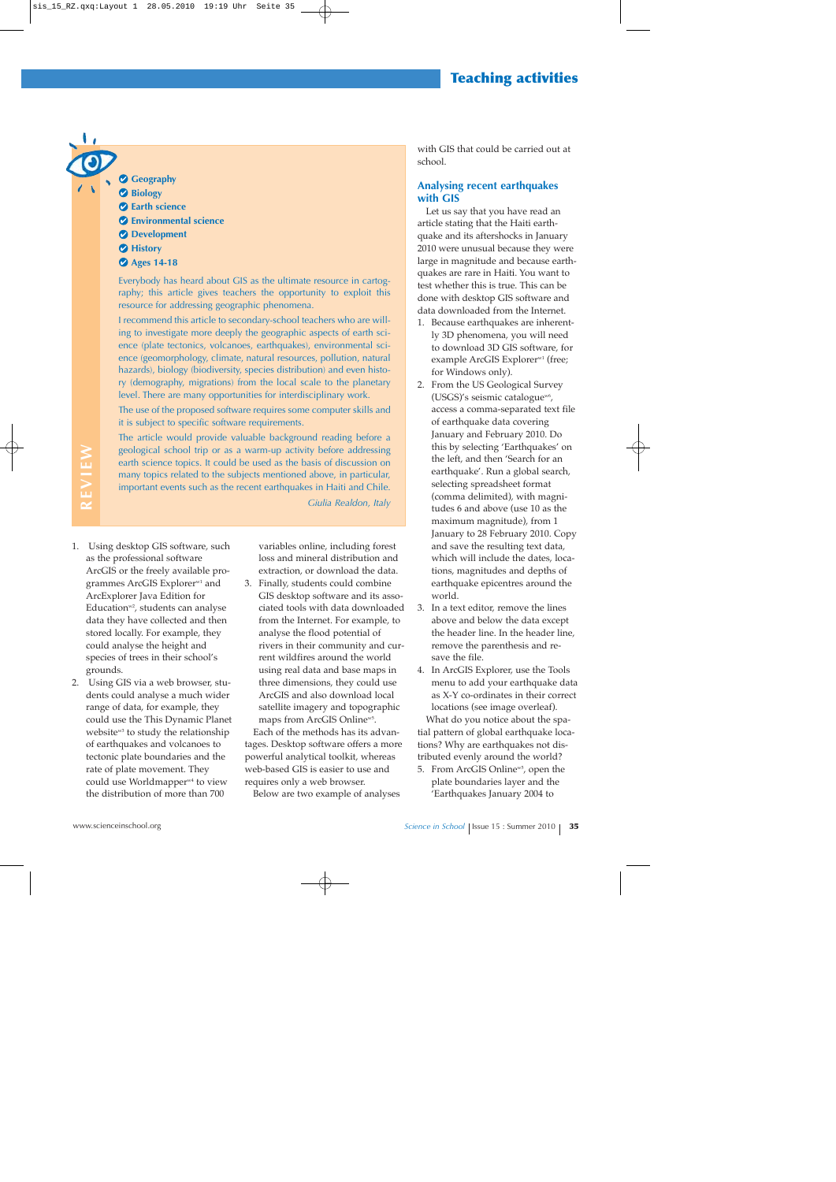**REVIEW**

- Geography
- Biology
- Earth science
- Environmental science
- Development
- History
- Ages 14-18

Everybody has heard about GIS as the ultimate resource in cartography; this article gives teachers the opportunity to exploit this resource for addressing geographic phenomena.

I recommend this article to secondary-school teachers who are willing to investigate more deeply the geographic aspects of earth science (plate tectonics, volcanoes, earthquakes), environmental science (geomorphology, climate, natural resources, pollution, natural hazards), biology (biodiversity, species distribution) and even history (demography, migrations) from the local scale to the planetary level. There are many opportunities for interdisciplinary work.

The use of the proposed software requires some computer skills and it is subject to specific software requirements.

The article would provide valuable background reading before a geological school trip or as a warm-up activity before addressing earth science topics. It could be used as the basis of discussion on many topics related to the subjects mentioned above, in particular, important events such as the recent earthquakes in Haiti and Chile.

*Giulia Realdon, Italy*

1. Using desktop GIS software, such as the professional software ArcGIS or the freely available programmes ArcGIS Explorer[w1] and ArcExplorer Java Edition for Education[w2], students can analyse data they have collected and then stored locally. For example, they could analyse the height and species of trees in their school's grounds.
2. Using GIS via a web browser, students could analyse a much wider range of data, for example, they could use the This Dynamic Planet website[w3] to study the relationship of earthquakes and volcanoes to tectonic plate boundaries and the rate of plate movement. They could use Worldmapper[w4] to view the distribution of more than 700 variables online, including forest loss and mineral distribution and extraction, or download the data.
3. Finally, students could combine GIS desktop software and its associated tools with data downloaded from the Internet. For example, to analyse the flood potential of rivers in their community and current wildfires around the world using real data and base maps in three dimensions, they could use ArcGIS and also download local satellite imagery and topographic maps from ArcGIS Online[w5].

Each of the methods has its advantages. Desktop software offers a more powerful analytical toolkit, whereas web-based GIS is easier to use and requires only a web browser.

Below are two example of analyses with GIS that could be carried out at school.

## Analysing recent earthquakes with GIS

Let us say that you have read an article stating that the Haiti earthquake and its aftershocks in January 2010 were unusual because they were large in magnitude and because earthquakes are rare in Haiti. You want to test whether this is true. This can be done with desktop GIS software and data downloaded from the Internet.

1. Because earthquakes are inherently 3D phenomena, you will need to download 3D GIS software, for example ArcGIS Explorer[w1] (free; for Windows only).
2. From the US Geological Survey (USGS)'s seismic catalogue[w6], access a comma-separated text file of earthquake data covering January and February 2010. Do this by selecting 'Earthquakes' on the left, and then 'Search for an earthquake'. Run a global search, selecting spreadsheet format (comma delimited), with magnitudes 6 and above (use 10 as the maximum magnitude), from 1 January to 28 February 2010. Copy and save the resulting text data, which will include the dates, locations, magnitudes and depths of earthquake epicentres around the world.
3. In a text editor, remove the lines above and below the data except the header line. In the header line, remove the parenthesis and resave the file.
4. In ArcGIS Explorer, use the Tools menu to add your earthquake data as X-Y co-ordinates in their correct locations (see image overleaf).

What do you notice about the spatial pattern of global earthquake locations? Why are earthquakes not distributed evenly around the world?

5. From ArcGIS Online[w5], open the plate boundaries layer and the 'Earthquakes January 2004 to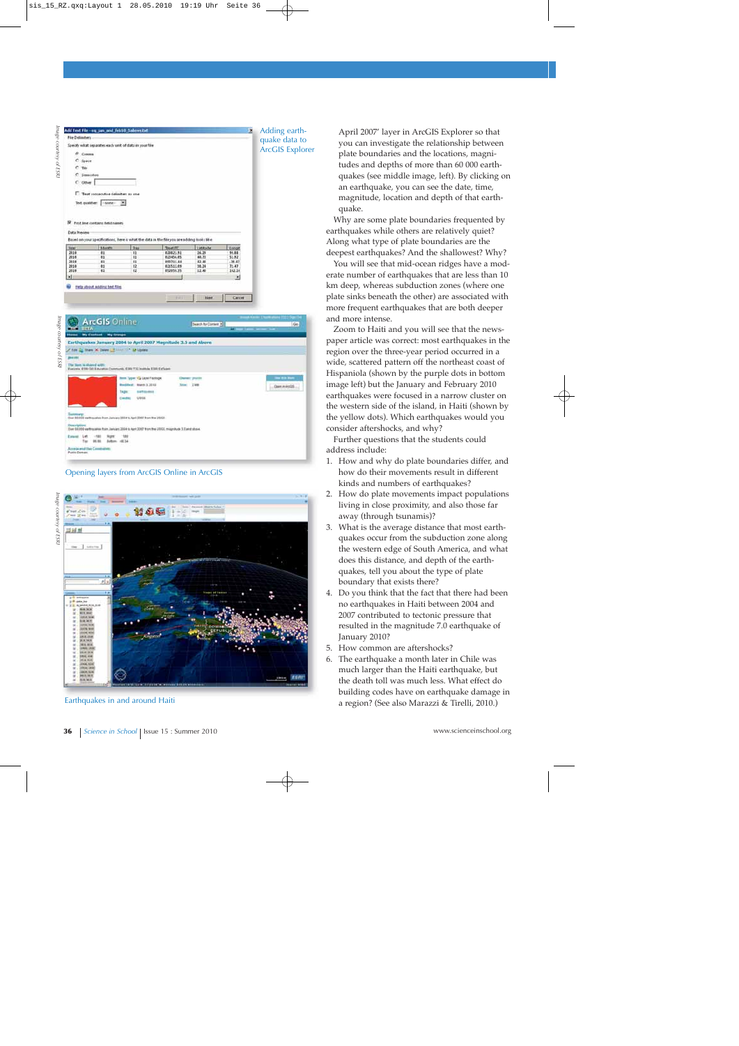Adding earthquake data to ArcGIS Explorer

Opening layers from ArcGIS Online in ArcGIS

Earthquakes in and around Haiti

April 2007' layer in ArcGIS Explorer so that you can investigate the relationship between plate boundaries and the locations, magnitudes and depths of more than 60 000 earthquakes (see middle image, left). By clicking on an earthquake, you can see the date, time, magnitude, location and depth of that earthquake.

Why are some plate boundaries frequented by earthquakes while others are relatively quiet? Along what type of plate boundaries are the deepest earthquakes? And the shallowest? Why?

You will see that mid-ocean ridges have a moderate number of earthquakes that are less than 10 km deep, whereas subduction zones (where one plate sinks beneath the other) are associated with more frequent earthquakes that are both deeper and more intense.

Zoom to Haiti and you will see that the newspaper article was correct: most earthquakes in the region over the three-year period occurred in a wide, scattered pattern off the northeast coast of Hispaniola (shown by the purple dots in bottom image left) but the January and February 2010 earthquakes were focused in a narrow cluster on the western side of the island, in Haiti (shown by the yellow dots). Which earthquakes would you consider aftershocks, and why?

Further questions that the students could address include:

1. How and why do plate boundaries differ, and how do their movements result in different kinds and numbers of earthquakes?
2. How do plate movements impact populations living in close proximity, and also those far away (through tsunamis)?
3. What is the average distance that most earthquakes occur from the subduction zone along the western edge of South America, and what does this distance, and depth of the earthquakes, tell you about the type of plate boundary that exists there?
4. Do you think that the fact that there had been no earthquakes in Haiti between 2004 and 2007 contributed to tectonic pressure that resulted in the magnitude 7.0 earthquake of January 2010?
5. How common are aftershocks?
6. The earthquake a month later in Chile was much larger than the Haiti earthquake, but the death toll was much less. What effect do building codes have on earthquake damage in a region? (See also Marazzi & Tirelli, 2010.)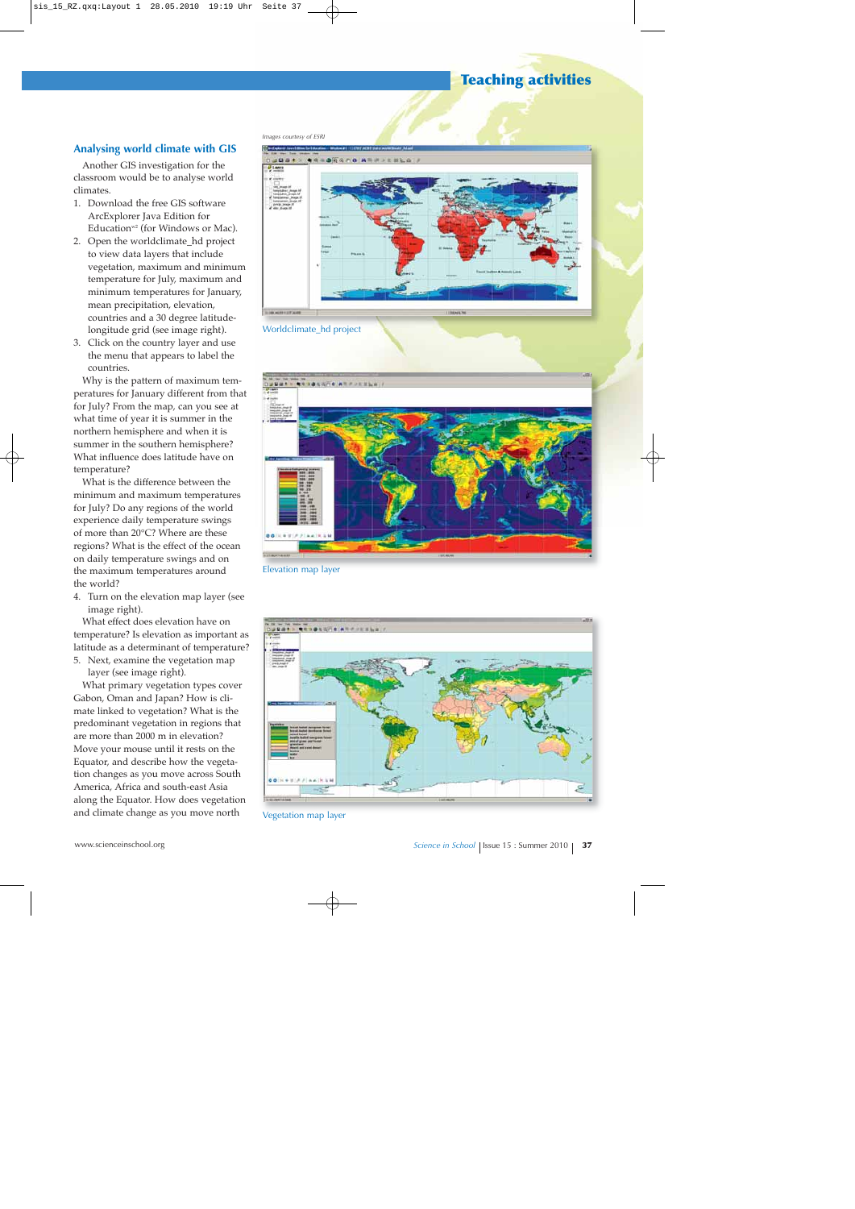## Analysing world climate with GIS

Another GIS investigation for the classroom would be to analyse world climates.

1. Download the free GIS software ArcExplorer Java Edition for Education[w2] (for Windows or Mac).
2. Open the worldclimate_hd project to view data layers that include vegetation, maximum and minimum temperature for July, maximum and minimum temperatures for January, mean precipitation, elevation, countries and a 30 degree latitude-longitude grid (see image right).
3. Click on the country layer and use the menu that appears to label the countries.

Why is the pattern of maximum temperatures for January different from that for July? From the map, can you see at what time of year it is summer in the northern hemisphere and when it is summer in the southern hemisphere? What influence does latitude have on temperature?

What is the difference between the minimum and maximum temperatures for July? Do any regions of the world experience daily temperature swings of more than 20°C? Where are these regions? What is the effect of the ocean on daily temperature swings and on the maximum temperatures around the world?

4. Turn on the elevation map layer (see image right).

What effect does elevation have on temperature? Is elevation as important as latitude as a determinant of temperature?

5. Next, examine the vegetation map layer (see image right).

What primary vegetation types cover Gabon, Oman and Japan? How is climate linked to vegetation? What is the predominant vegetation in regions that are more than 2000 m in elevation? Move your mouse until it rests on the Equator, and describe how the vegetation changes as you move across South America, Africa and south-east Asia along the Equator. How does vegetation and climate change as you move north

*Images courtesy of ESRI*

Worldclimate_hd project

Elevation map layer

Vegetation map layer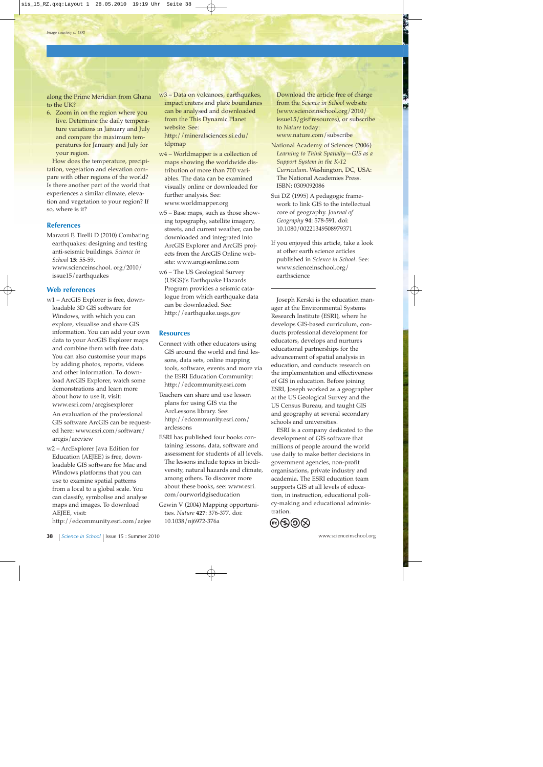Image courtesy of ESRI

along the Prime Meridian from Ghana to the UK?

6. Zoom in on the region where you live. Determine the daily temperature variations in January and July and compare the maximum temperatures for January and July for your region.

How does the temperature, precipitation, vegetation and elevation compare with other regions of the world? Is there another part of the world that experiences a similar climate, elevation and vegetation to your region? If so, where is it?

### References

Marazzi F, Tirelli D (2010) Combating earthquakes: designing and testing anti-seismic buildings. *Science in School* **15**: 55-59. www.scienceinschool. org/2010/issue15/earthquakes

### Web references

w1 – ArcGIS Explorer is free, downloadable 3D GIS software for Windows, with which you can explore, visualise and share GIS information. You can add your own data to your ArcGIS Explorer maps and combine them with free data. You can also customise your maps by adding photos, reports, videos and other information. To download ArcGIS Explorer, watch some demonstrations and learn more about how to use it, visit: www.esri.com/arcgisexplorer

An evaluation of the professional GIS software ArcGIS can be requested here: www.esri.com/software/arcgis/arcview

w2 – ArcExplorer Java Edition for Education (AEJEE) is free, downloadable GIS software for Mac and Windows platforms that you can use to examine spatial patterns from a local to a global scale. You can classify, symbolise and analyse maps and images. To download AEJEE, visit: http://edcommunity.esri.com/aejee

w3 – Data on volcanoes, earthquakes, impact craters and plate boundaries can be analysed and downloaded from the This Dynamic Planet website. See: http://mineralsciences.si.edu/tdpmap

w4 – Worldmapper is a collection of maps showing the worldwide distribution of more than 700 variables. The data can be examined visually online or downloaded for further analysis. See: www.worldmapper.org

w5 – Base maps, such as those showing topography, satellite imagery, streets, and current weather, can be downloaded and integrated into ArcGIS Explorer and ArcGIS projects from the ArcGIS Online website: www.arcgisonline.com

w6 – The US Geological Survey (USGS)'s Earthquake Hazards Program provides a seismic catalogue from which earthquake data can be downloaded. See: http://earthquake.usgs.gov

### Resources

Connect with other educators using GIS around the world and find lessons, data sets, online mapping tools, software, events and more via the ESRI Education Community: http://edcommunity.esri.com

Teachers can share and use lesson plans for using GIS via the ArcLessons library. See: http://edcommunity.esri.com/arclessons

ESRI has published four books containing lessons, data, software and assessment for students of all levels. The lessons include topics in biodiversity, natural hazards and climate, among others. To discover more about these books, see: www.esri.com/ourworldgiseducation

Gewin V (2004) Mapping opportunities. *Nature* **427**: 376-377. doi: 10.1038/nj6972-376a

Download the article free of charge from the *Science in School* website (www.scienceinschool.org/2010/issue15/gis#resources), or subscribe to *Nature* today: www.nature.com/subscribe

National Academy of Sciences (2006) *Learning to Think Spatially—GIS as a Support System in the K-12 Curriculum*. Washington, DC, USA: The National Academies Press. ISBN: 0309092086

Sui DZ (1995) A pedagogic framework to link GIS to the intellectual core of geography. *Journal of Geography* **94**: 578-591. doi: 10.1080/00221349508979371

If you enjoyed this article, take a look at other earth science articles published in *Science in School*. See: www.scienceinschool.org/earthscience

---

Joseph Kerski is the education manager at the Environmental Systems Research Institute (ESRI), where he develops GIS-based curriculum, conducts professional development for educators, develops and nurtures educational partnerships for the advancement of spatial analysis in education, and conducts research on the implementation and effectiveness of GIS in education. Before joining ESRI, Joseph worked as a geographer at the US Geological Survey and the US Census Bureau, and taught GIS and geography at several secondary schools and universities.

ESRI is a company dedicated to the development of GIS software that millions of people around the world use daily to make better decisions in government agencies, non-profit organisations, private industry and academia. The ESRI education team supports GIS at all levels of education, in instruction, educational policy-making and educational administration.